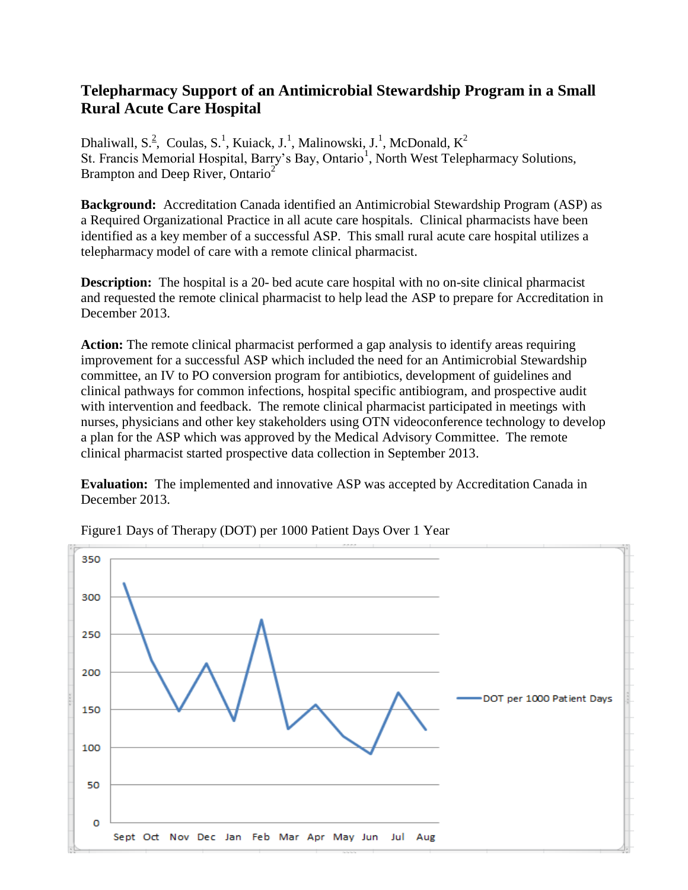# Telepharmacy Support of an Antimicrobial Stewardship Program in a Small Rural Acute Care Hospital

Dhaliwall, S.[2], Coulas, S.[1], Kuiack, J.[1], Malinowski, J.[1], McDonald, K[2]
St. Francis Memorial Hospital, Barry's Bay, Ontario[1], North West Telepharmacy Solutions, Brampton and Deep River, Ontario[2]

**Background:** Accreditation Canada identified an Antimicrobial Stewardship Program (ASP) as a Required Organizational Practice in all acute care hospitals. Clinical pharmacists have been identified as a key member of a successful ASP. This small rural acute care hospital utilizes a telepharmacy model of care with a remote clinical pharmacist.

**Description:** The hospital is a 20- bed acute care hospital with no on-site clinical pharmacist and requested the remote clinical pharmacist to help lead the ASP to prepare for Accreditation in December 2013.

**Action:** The remote clinical pharmacist performed a gap analysis to identify areas requiring improvement for a successful ASP which included the need for an Antimicrobial Stewardship committee, an IV to PO conversion program for antibiotics, development of guidelines and clinical pathways for common infections, hospital specific antibiogram, and prospective audit with intervention and feedback. The remote clinical pharmacist participated in meetings with nurses, physicians and other key stakeholders using OTN videoconference technology to develop a plan for the ASP which was approved by the Medical Advisory Committee. The remote clinical pharmacist started prospective data collection in September 2013.

**Evaluation:** The implemented and innovative ASP was accepted by Accreditation Canada in December 2013.

Figure1 Days of Therapy (DOT) per 1000 Patient Days Over 1 Year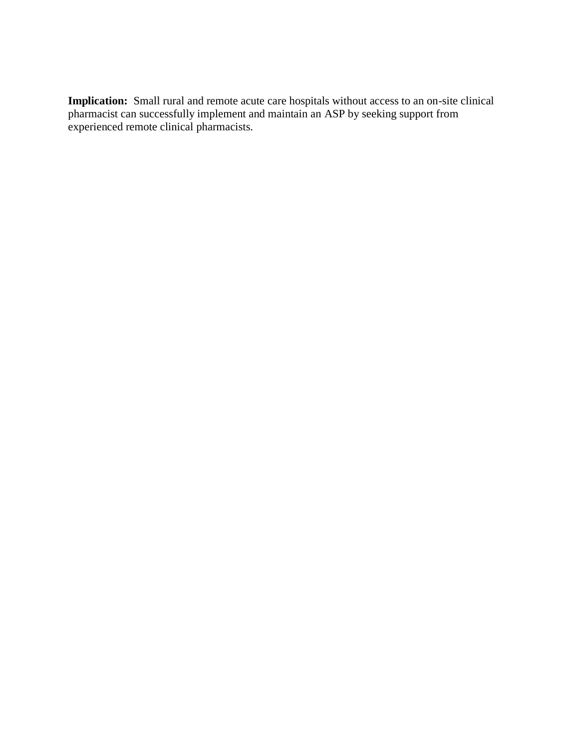**Implication:** Small rural and remote acute care hospitals without access to an on-site clinical pharmacist can successfully implement and maintain an ASP by seeking support from experienced remote clinical pharmacists.